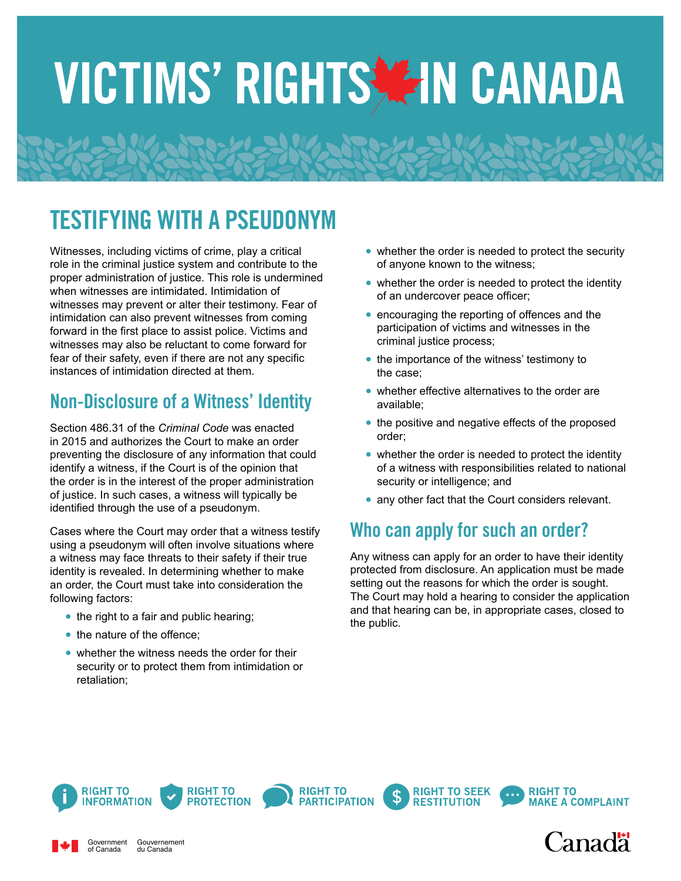# VICTIMS' RIGHTS IN CANADA

## TESTIFYING WITH A PSEUDONYM

Witnesses, including victims of crime, play a critical role in the criminal justice system and contribute to the proper administration of justice. This role is undermined when witnesses are intimidated. Intimidation of witnesses may prevent or alter their testimony. Fear of intimidation can also prevent witnesses from coming forward in the first place to assist police. Victims and witnesses may also be reluctant to come forward for fear of their safety, even if there are not any specific instances of intimidation directed at them.

### Non-Disclosure of a Witness' Identity

Section 486.31 of the *Criminal Code* was enacted in 2015 and authorizes the Court to make an order preventing the disclosure of any information that could identify a witness, if the Court is of the opinion that the order is in the interest of the proper administration of justice. In such cases, a witness will typically be identified through the use of a pseudonym.

Cases where the Court may order that a witness testify using a pseudonym will often involve situations where a witness may face threats to their safety if their true identity is revealed. In determining whether to make an order, the Court must take into consideration the following factors:

- the right to a fair and public hearing;
- the nature of the offence;
- whether the witness needs the order for their security or to protect them from intimidation or retaliation;
- whether the order is needed to protect the security of anyone known to the witness;
- whether the order is needed to protect the identity of an undercover peace officer;
- encouraging the reporting of offences and the participation of victims and witnesses in the criminal justice process;
- the importance of the witness' testimony to the case;
- whether effective alternatives to the order are available;
- the positive and negative effects of the proposed order;
- whether the order is needed to protect the identity of a witness with responsibilities related to national security or intelligence; and
- any other fact that the Court considers relevant.

### Who can apply for such an order?

Any witness can apply for an order to have their identity protected from disclosure. An application must be made setting out the reasons for which the order is sought. The Court may hold a hearing to consider the application and that hearing can be, in appropriate cases, closed to the public.

RIGHT TO INFORMATION | RIGHT TO PROTECTION | RIGHT TO PARTICIPATION | RIGHT TO SEEK RESTITUTION | RIGHT TO MAKE A COMPLAINT

Government of Canada / Gouvernement du Canada

Canada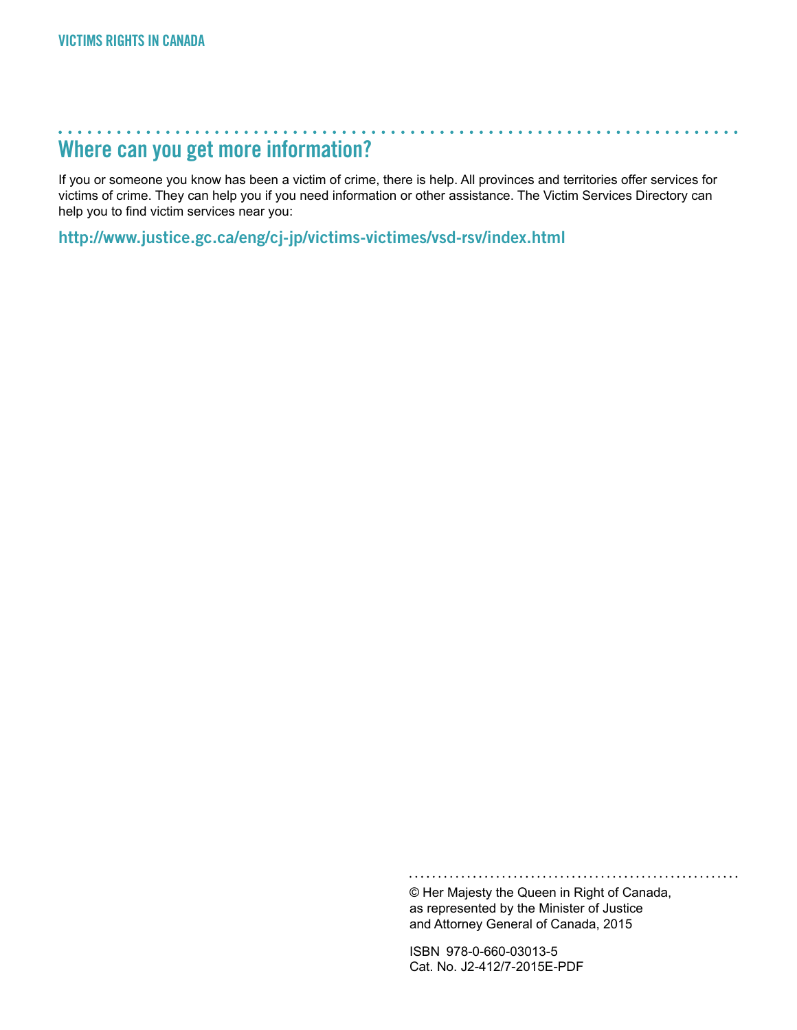## Where can you get more information?

If you or someone you know has been a victim of crime, there is help. All provinces and territories offer services for victims of crime. They can help you if you need information or other assistance. The Victim Services Directory can help you to find victim services near you:

**http://www.justice.gc.ca/eng/cj-jp/victims-victimes/vsd-rsv/index.html**

© Her Majesty the Queen in Right of Canada,
as represented by the Minister of Justice
and Attorney General of Canada, 2015

ISBN 978-0-660-03013-5
Cat. No. J2-412/7-2015E-PDF